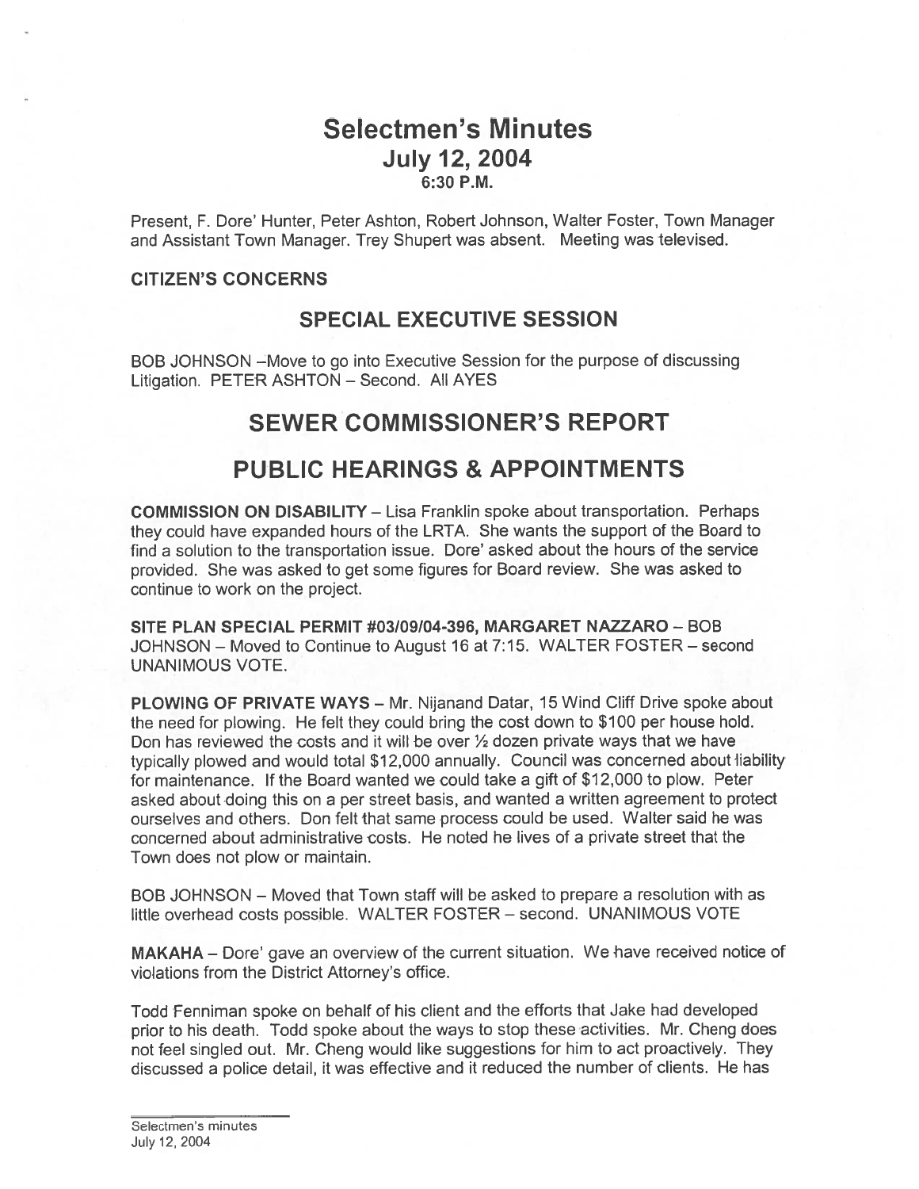# Selectmen's Minutes
## July 12, 2004
### 6:30 P.M.

Present, F. Dore' Hunter, Peter Ashton, Robert Johnson, Walter Foster, Town Manager and Assistant Town Manager. Trey Shupert was absent. Meeting was televised.

**CITIZEN'S CONCERNS**

## SPECIAL EXECUTIVE SESSION

BOB JOHNSON –Move to go into Executive Session for the purpose of discussing Litigation. PETER ASHTON – Second. All AYES

## SEWER COMMISSIONER'S REPORT

## PUBLIC HEARINGS & APPOINTMENTS

**COMMISSION ON DISABILITY** – Lisa Franklin spoke about transportation. Perhaps they could have expanded hours of the LRTA. She wants the support of the Board to find a solution to the transportation issue. Dore' asked about the hours of the service provided. She was asked to get some figures for Board review. She was asked to continue to work on the project.

**SITE PLAN SPECIAL PERMIT #03/09/04-396, MARGARET NAZZARO** – BOB JOHNSON – Moved to Continue to August 16 at 7:15. WALTER FOSTER – second UNANIMOUS VOTE.

**PLOWING OF PRIVATE WAYS** – Mr. Nijanand Datar, 15 Wind Cliff Drive spoke about the need for plowing. He felt they could bring the cost down to $100 per house hold. Don has reviewed the costs and it will be over ½ dozen private ways that we have typically plowed and would total $12,000 annually. Council was concerned about liability for maintenance. If the Board wanted we could take a gift of $12,000 to plow. Peter asked about doing this on a per street basis, and wanted a written agreement to protect ourselves and others. Don felt that same process could be used. Walter said he was concerned about administrative costs. He noted he lives of a private street that the Town does not plow or maintain.

BOB JOHNSON – Moved that Town staff will be asked to prepare a resolution with as little overhead costs possible. WALTER FOSTER – second. UNANIMOUS VOTE

**MAKAHA** – Dore' gave an overview of the current situation. We have received notice of violations from the District Attorney's office.

Todd Fenniman spoke on behalf of his client and the efforts that Jake had developed prior to his death. Todd spoke about the ways to stop these activities. Mr. Cheng does not feel singled out. Mr. Cheng would like suggestions for him to act proactively. They discussed a police detail, it was effective and it reduced the number of clients. He has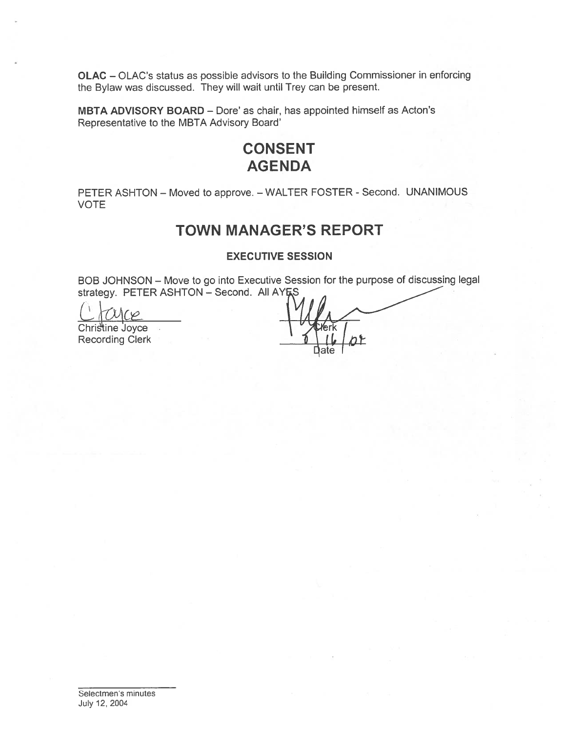**OLAC** – OLAC's status as possible advisors to the Building Commissioner in enforcing the Bylaw was discussed. They will wait until Trey can be present.

**MBTA ADVISORY BOARD** – Dore' as chair, has appointed himself as Acton's Representative to the MBTA Advisory Board'

# CONSENT AGENDA

PETER ASHTON – Moved to approve. – WALTER FOSTER - Second. UNANIMOUS VOTE

# TOWN MANAGER'S REPORT

### EXECUTIVE SESSION

BOB JOHNSON – Move to go into Executive Session for the purpose of discussing legal strategy. PETER ASHTON – Second. All AYES

Christine Joyce
Recording Clerk

Clerk

7/16/04
Date

Selectmen's minutes
July 12, 2004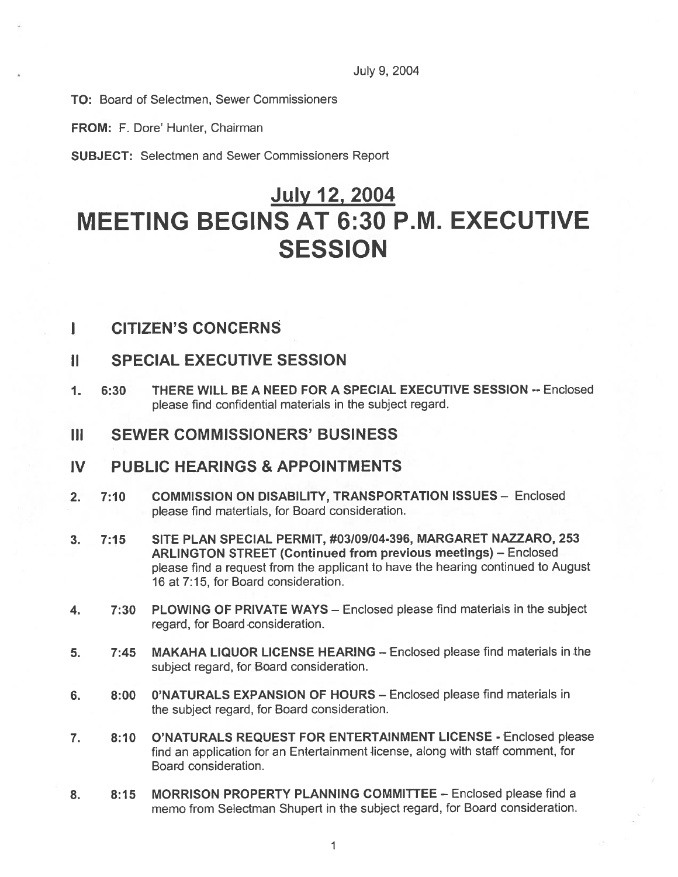July 9, 2004

**TO:** Board of Selectmen, Sewer Commissioners

**FROM:** F. Dore' Hunter, Chairman

**SUBJECT:** Selectmen and Sewer Commissioners Report

# July 12, 2004
# MEETING BEGINS AT 6:30 P.M. EXECUTIVE SESSION

## I CITIZEN'S CONCERNS

## II SPECIAL EXECUTIVE SESSION

1. 6:30 **THERE WILL BE A NEED FOR A SPECIAL EXECUTIVE SESSION** -- Enclosed please find confidential materials in the subject regard.

## III SEWER COMMISSIONERS' BUSINESS

## IV PUBLIC HEARINGS & APPOINTMENTS

2. 7:10 **COMMISSION ON DISABILITY, TRANSPORTATION ISSUES** – Enclosed please find matertials, for Board consideration.

3. 7:15 **SITE PLAN SPECIAL PERMIT, #03/09/04-396, MARGARET NAZZARO, 253 ARLINGTON STREET (Continued from previous meetings)** – Enclosed please find a request from the applicant to have the hearing continued to August 16 at 7:15, for Board consideration.

4. 7:30 **PLOWING OF PRIVATE WAYS** – Enclosed please find materials in the subject regard, for Board consideration.

5. 7:45 **MAKAHA LIQUOR LICENSE HEARING** – Enclosed please find materials in the subject regard, for Board consideration.

6. 8:00 **0'NATURALS EXPANSION OF HOURS** – Enclosed please find materials in the subject regard, for Board consideration.

7. 8:10 **O'NATURALS REQUEST FOR ENTERTAINMENT LICENSE** - Enclosed please find an application for an Entertainment license, along with staff comment, for Board consideration.

8. 8:15 **MORRISON PROPERTY PLANNING COMMITTEE** – Enclosed please find a memo from Selectman Shupert in the subject regard, for Board consideration.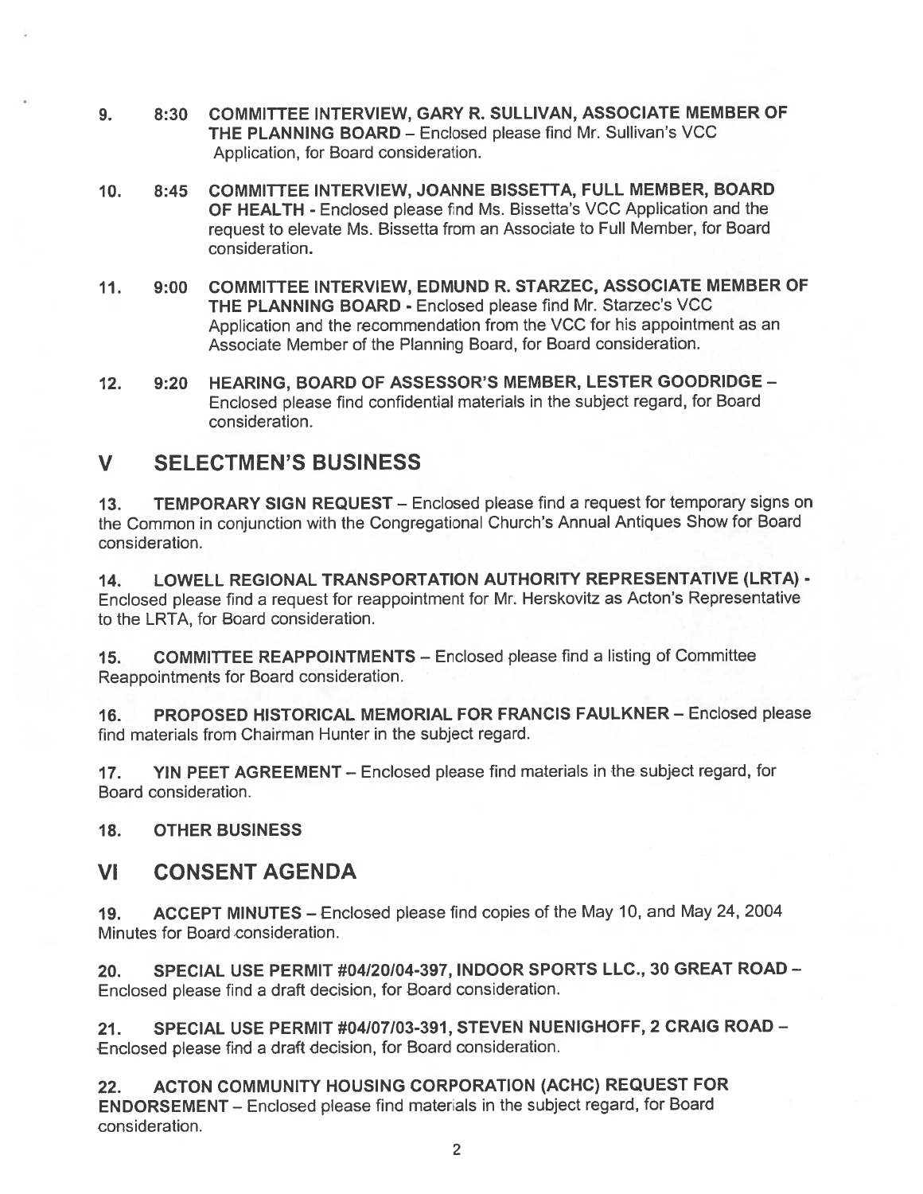9. **8:30 COMMITTEE INTERVIEW, GARY R. SULLIVAN, ASSOCIATE MEMBER OF THE PLANNING BOARD** – Enclosed please find Mr. Sullivan's VCC Application, for Board consideration.

10. **8:45 COMMITTEE INTERVIEW, JOANNE BISSETTA, FULL MEMBER, BOARD OF HEALTH** - Enclosed please find Ms. Bissetta's VCC Application and the request to elevate Ms. Bissetta from an Associate to Full Member, for Board consideration.

11. **9:00 COMMITTEE INTERVIEW, EDMUND R. STARZEC, ASSOCIATE MEMBER OF THE PLANNING BOARD** - Enclosed please find Mr. Starzec's VCC Application and the recommendation from the VCC for his appointment as an Associate Member of the Planning Board, for Board consideration.

12. **9:20 HEARING, BOARD OF ASSESSOR'S MEMBER, LESTER GOODRIDGE** – Enclosed please find confidential materials in the subject regard, for Board consideration.

## V SELECTMEN'S BUSINESS

13. **TEMPORARY SIGN REQUEST** – Enclosed please find a request for temporary signs on the Common in conjunction with the Congregational Church's Annual Antiques Show for Board consideration.

14. **LOWELL REGIONAL TRANSPORTATION AUTHORITY REPRESENTATIVE (LRTA)** - Enclosed please find a request for reappointment for Mr. Herskovitz as Acton's Representative to the LRTA, for Board consideration.

15. **COMMITTEE REAPPOINTMENTS** – Enclosed please find a listing of Committee Reappointments for Board consideration.

16. **PROPOSED HISTORICAL MEMORIAL FOR FRANCIS FAULKNER** – Enclosed please find materials from Chairman Hunter in the subject regard.

17. **YIN PEET AGREEMENT** – Enclosed please find materials in the subject regard, for Board consideration.

18. **OTHER BUSINESS**

## VI CONSENT AGENDA

19. **ACCEPT MINUTES** – Enclosed please find copies of the May 10, and May 24, 2004 Minutes for Board consideration.

20. **SPECIAL USE PERMIT #04/20/04-397, INDOOR SPORTS LLC., 30 GREAT ROAD** – Enclosed please find a draft decision, for Board consideration.

21. **SPECIAL USE PERMIT #04/07/03-391, STEVEN NUENIGHOFF, 2 CRAIG ROAD** – Enclosed please find a draft decision, for Board consideration.

22. **ACTON COMMUNITY HOUSING CORPORATION (ACHC) REQUEST FOR ENDORSEMENT** – Enclosed please find materials in the subject regard, for Board consideration.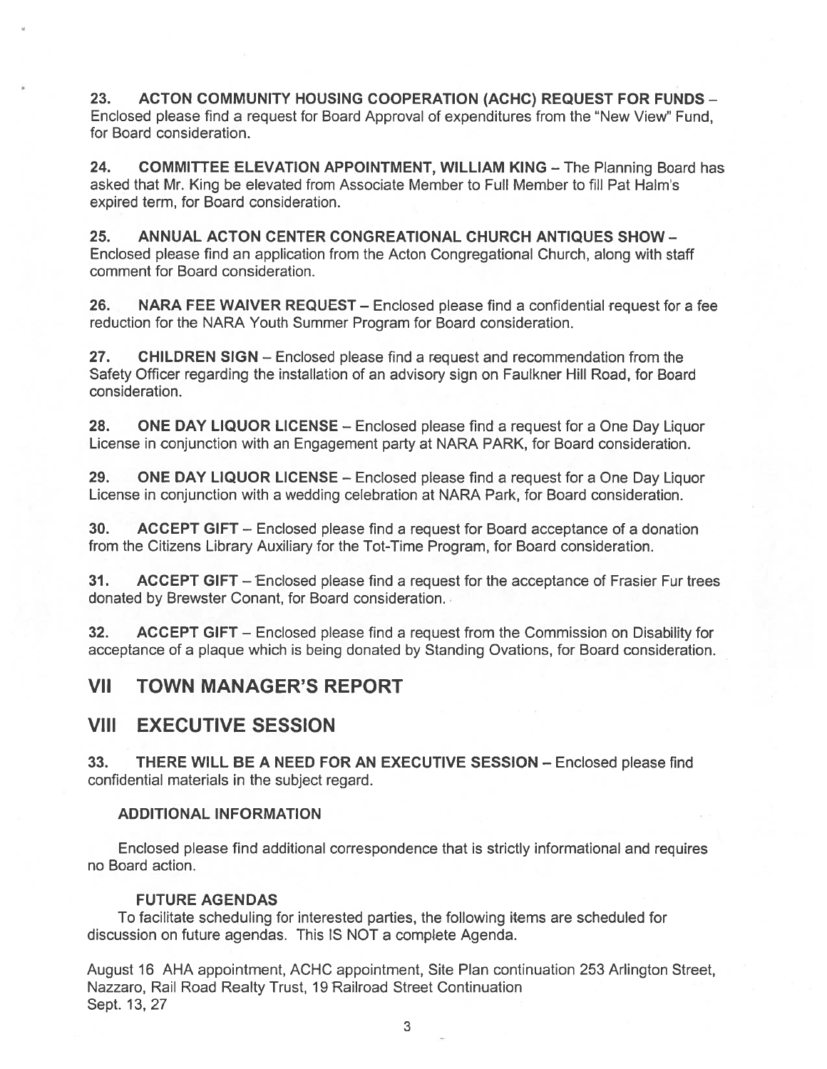**23. ACTON COMMUNITY HOUSING COOPERATION (ACHC) REQUEST FOR FUNDS** – Enclosed please find a request for Board Approval of expenditures from the "New View" Fund, for Board consideration.

**24. COMMITTEE ELEVATION APPOINTMENT, WILLIAM KING** – The Planning Board has asked that Mr. King be elevated from Associate Member to Full Member to fill Pat Halm's expired term, for Board consideration.

**25. ANNUAL ACTON CENTER CONGREATIONAL CHURCH ANTIQUES SHOW** – Enclosed please find an application from the Acton Congregational Church, along with staff comment for Board consideration.

**26. NARA FEE WAIVER REQUEST** – Enclosed please find a confidential request for a fee reduction for the NARA Youth Summer Program for Board consideration.

**27. CHILDREN SIGN** – Enclosed please find a request and recommendation from the Safety Officer regarding the installation of an advisory sign on Faulkner Hill Road, for Board consideration.

**28. ONE DAY LIQUOR LICENSE** – Enclosed please find a request for a One Day Liquor License in conjunction with an Engagement party at NARA PARK, for Board consideration.

**29. ONE DAY LIQUOR LICENSE** – Enclosed please find a request for a One Day Liquor License in conjunction with a wedding celebration at NARA Park, for Board consideration.

**30. ACCEPT GIFT** – Enclosed please find a request for Board acceptance of a donation from the Citizens Library Auxiliary for the Tot-Time Program, for Board consideration.

**31. ACCEPT GIFT** – Enclosed please find a request for the acceptance of Frasier Fur trees donated by Brewster Conant, for Board consideration.

**32. ACCEPT GIFT** – Enclosed please find a request from the Commission on Disability for acceptance of a plaque which is being donated by Standing Ovations, for Board consideration.

## VII TOWN MANAGER'S REPORT

## VIII EXECUTIVE SESSION

**33. THERE WILL BE A NEED FOR AN EXECUTIVE SESSION** – Enclosed please find confidential materials in the subject regard.

**ADDITIONAL INFORMATION**

Enclosed please find additional correspondence that is strictly informational and requires no Board action.

**FUTURE AGENDAS**

To facilitate scheduling for interested parties, the following items are scheduled for discussion on future agendas. This IS NOT a complete Agenda.

August 16 AHA appointment, ACHC appointment, Site Plan continuation 253 Arlington Street, Nazzaro, Rail Road Realty Trust, 19 Railroad Street Continuation
Sept. 13, 27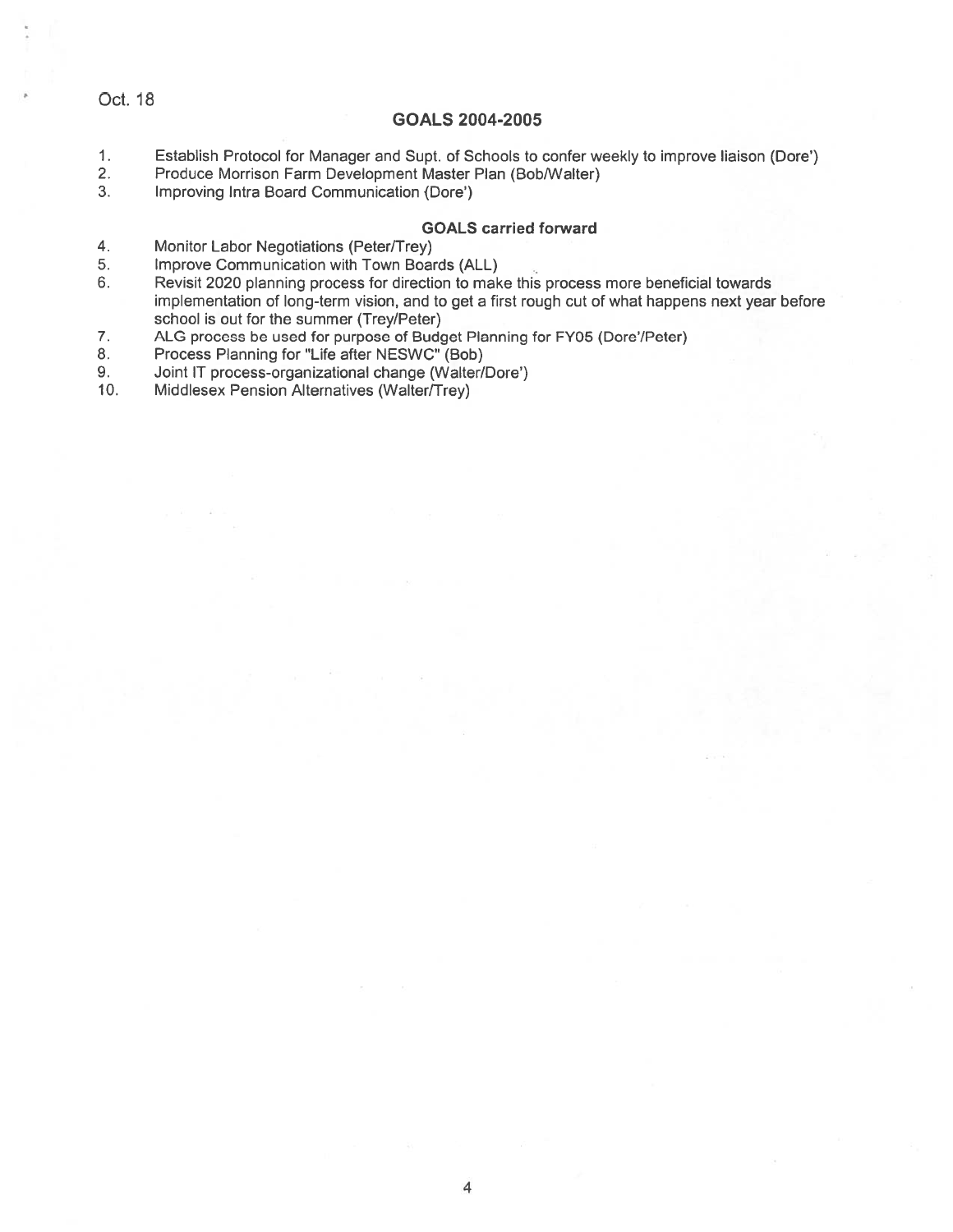Oct. 18

## GOALS 2004-2005

1. Establish Protocol for Manager and Supt. of Schools to confer weekly to improve liaison (Dore')
2. Produce Morrison Farm Development Master Plan (Bob/Walter)
3. Improving Intra Board Communication (Dore')

## GOALS carried forward

4. Monitor Labor Negotiations (Peter/Trey)
5. Improve Communication with Town Boards (ALL)
6. Revisit 2020 planning process for direction to make this process more beneficial towards implementation of long-term vision, and to get a first rough cut of what happens next year before school is out for the summer (Trey/Peter)
7. ALG process be used for purpose of Budget Planning for FY05 (Dore'/Peter)
8. Process Planning for "Life after NESWC" (Bob)
9. Joint IT process-organizational change (Walter/Dore')
10. Middlesex Pension Alternatives (Walter/Trey)